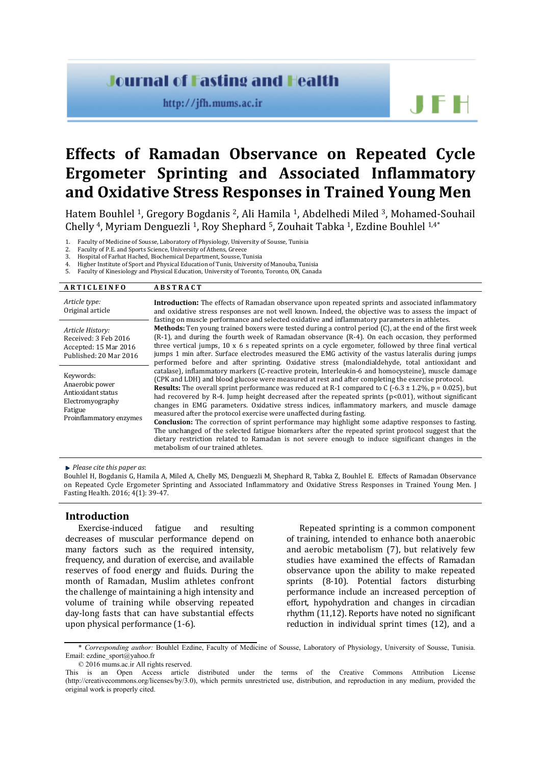# Effects of Ramadan Observance on Repeated Cycle Ergometer Sprinting and Associated Inflammatory and Oxidative Stress Responses in Trained Young Men

Hatem Bouhlel [1], Gregory Bogdanis [2], Ali Hamila [1], Abdelhedi Miled [3], Mohamed-Souhail Chelly [4], Myriam Denguezli [1], Roy Shephard [5], Zouhait Tabka [1], Ezdine Bouhlel [1,4*]

1. Faculty of Medicine of Sousse, Laboratory of Physiology, University of Sousse, Tunisia
2. Faculty of P.E. and Sports Science, University of Athens, Greece
3. Hospital of Farhat Hached, Biochemical Department, Sousse, Tunisia
4. Higher Institute of Sport and Physical Education of Tunis, University of Manouba, Tunisia
5. Faculty of Kinesiology and Physical Education, University of Toronto, Toronto, ON, Canada

## ARTICLE INFO

*Article type:*
Original article

*Article History:*
Received: 3 Feb 2016
Accepted: 15 Mar 2016
Published: 20 Mar 2016

Keywords:
Anaerobic power
Antioxidant status
Electromyography
Fatigue
Proinflammatory enzymes

## ABSTRACT

**Introduction:** The effects of Ramadan observance upon repeated sprints and associated inflammatory and oxidative stress responses are not well known. Indeed, the objective was to assess the impact of fasting on muscle performance and selected oxidative and inflammatory parameters in athletes.

**Methods:** Ten young trained boxers were tested during a control period (C), at the end of the first week (R-1), and during the fourth week of Ramadan observance (R-4). On each occasion, they performed three vertical jumps, 10 x 6 s repeated sprints on a cycle ergometer, followed by three final vertical jumps 1 min after. Surface electrodes measured the EMG activity of the vastus lateralis during jumps performed before and after sprinting. Oxidative stress (malondialdehyde, total antioxidant and catalase), inflammatory markers (C-reactive protein, Interleukin-6 and homocysteine), muscle damage (CPK and LDH) and blood glucose were measured at rest and after completing the exercise protocol.

**Results:** The overall sprint performance was reduced at R-1 compared to C (-6.3 ± 1.2%, p = 0.025), but had recovered by R-4. Jump height decreased after the repeated sprints (p<0.01), without significant changes in EMG parameters. Oxidative stress indices, inflammatory markers, and muscle damage measured after the protocol exercise were unaffected during fasting.

**Conclusion:** The correction of sprint performance may highlight some adaptive responses to fasting. The unchanged of the selected fatigue biomarkers after the repeated sprint protocol suggest that the dietary restriction related to Ramadan is not severe enough to induce significant changes in the metabolism of our trained athletes.

▶ *Please cite this paper as*:
Bouhlel H, Bogdanis G, Hamila A, Miled A, Chelly MS, Denguezli M, Shephard R, Tabka Z, Bouhlel E. Effects of Ramadan Observance on Repeated Cycle Ergometer Sprinting and Associated Inflammatory and Oxidative Stress Responses in Trained Young Men. J Fasting Health. 2016; 4(1): 39-47.

## Introduction

Exercise-induced fatigue and resulting decreases of muscular performance depend on many factors such as the required intensity, frequency, and duration of exercise, and available reserves of food energy and fluids. During the month of Ramadan, Muslim athletes confront the challenge of maintaining a high intensity and volume of training while observing repeated day-long fasts that can have substantial effects upon physical performance (1-6).

Repeated sprinting is a common component of training, intended to enhance both anaerobic and aerobic metabolism (7), but relatively few studies have examined the effects of Ramadan observance upon the ability to make repeated sprints (8-10). Potential factors disturbing performance include an increased perception of effort, hypohydration and changes in circadian rhythm (11,12). Reports have noted no significant reduction in individual sprint times (12), and a

\* *Corresponding author:* Bouhlel Ezdine, Faculty of Medicine of Sousse, Laboratory of Physiology, University of Sousse, Tunisia. Email: ezdine_sport@yahoo.fr

© 2016 mums.ac.ir All rights reserved.

This is an Open Access article distributed under the terms of the Creative Commons Attribution License (http://creativecommons.org/licenses/by/3.0), which permits unrestricted use, distribution, and reproduction in any medium, provided the original work is properly cited.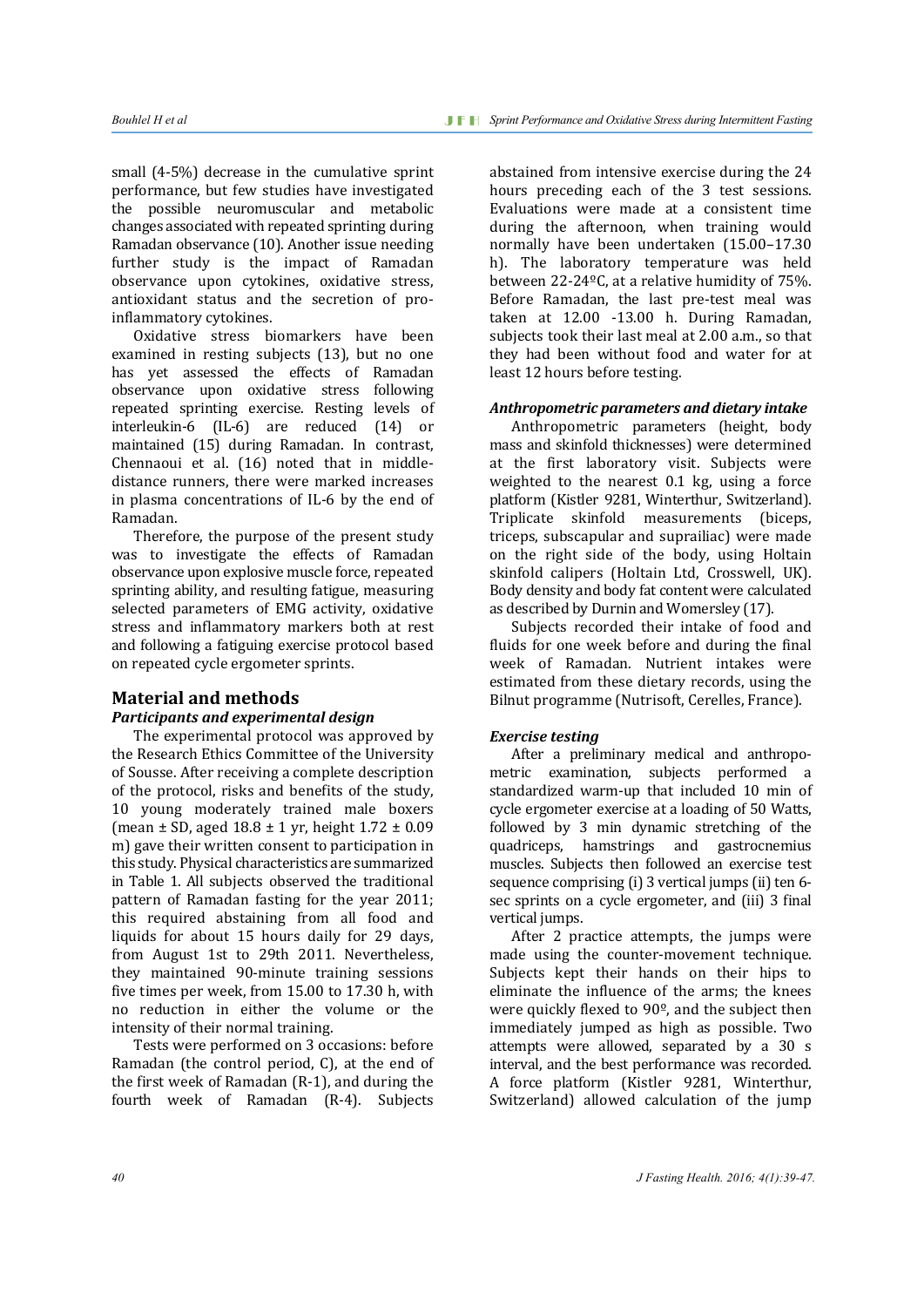small (4-5%) decrease in the cumulative sprint performance, but few studies have investigated the possible neuromuscular and metabolic changes associated with repeated sprinting during Ramadan observance (10). Another issue needing further study is the impact of Ramadan observance upon cytokines, oxidative stress, antioxidant status and the secretion of pro-inflammatory cytokines.

Oxidative stress biomarkers have been examined in resting subjects (13), but no one has yet assessed the effects of Ramadan observance upon oxidative stress following repeated sprinting exercise. Resting levels of interleukin-6 (IL-6) are reduced (14) or maintained (15) during Ramadan. In contrast, Chennaoui et al. (16) noted that in middle-distance runners, there were marked increases in plasma concentrations of IL-6 by the end of Ramadan.

Therefore, the purpose of the present study was to investigate the effects of Ramadan observance upon explosive muscle force, repeated sprinting ability, and resulting fatigue, measuring selected parameters of EMG activity, oxidative stress and inflammatory markers both at rest and following a fatiguing exercise protocol based on repeated cycle ergometer sprints.

## Material and methods

### *Participants and experimental design*

The experimental protocol was approved by the Research Ethics Committee of the University of Sousse. After receiving a complete description of the protocol, risks and benefits of the study, 10 young moderately trained male boxers (mean ± SD, aged 18.8 ± 1 yr, height 1.72 ± 0.09 m) gave their written consent to participation in this study. Physical characteristics are summarized in Table 1. All subjects observed the traditional pattern of Ramadan fasting for the year 2011; this required abstaining from all food and liquids for about 15 hours daily for 29 days, from August 1st to 29th 2011. Nevertheless, they maintained 90-minute training sessions five times per week, from 15.00 to 17.30 h, with no reduction in either the volume or the intensity of their normal training.

Tests were performed on 3 occasions: before Ramadan (the control period, C), at the end of the first week of Ramadan (R-1), and during the fourth week of Ramadan (R-4). Subjects abstained from intensive exercise during the 24 hours preceding each of the 3 test sessions. Evaluations were made at a consistent time during the afternoon, when training would normally have been undertaken (15.00–17.30 h). The laboratory temperature was held between 22-24ºC, at a relative humidity of 75%. Before Ramadan, the last pre-test meal was taken at 12.00 -13.00 h. During Ramadan, subjects took their last meal at 2.00 a.m., so that they had been without food and water for at least 12 hours before testing.

### *Anthropometric parameters and dietary intake*

Anthropometric parameters (height, body mass and skinfold thicknesses) were determined at the first laboratory visit. Subjects were weighted to the nearest 0.1 kg, using a force platform (Kistler 9281, Winterthur, Switzerland). Triplicate skinfold measurements (biceps, triceps, subscapular and suprailiac) were made on the right side of the body, using Holtain skinfold calipers (Holtain Ltd, Crosswell, UK). Body density and body fat content were calculated as described by Durnin and Womersley (17).

Subjects recorded their intake of food and fluids for one week before and during the final week of Ramadan. Nutrient intakes were estimated from these dietary records, using the Bilnut programme (Nutrisoft, Cerelles, France).

### *Exercise testing*

After a preliminary medical and anthropometric examination, subjects performed a standardized warm-up that included 10 min of cycle ergometer exercise at a loading of 50 Watts, followed by 3 min dynamic stretching of the quadriceps, hamstrings and gastrocnemius muscles. Subjects then followed an exercise test sequence comprising (i) 3 vertical jumps (ii) ten 6-sec sprints on a cycle ergometer, and (iii) 3 final vertical jumps.

After 2 practice attempts, the jumps were made using the counter-movement technique. Subjects kept their hands on their hips to eliminate the influence of the arms; the knees were quickly flexed to 90º, and the subject then immediately jumped as high as possible. Two attempts were allowed, separated by a 30 s interval, and the best performance was recorded. A force platform (Kistler 9281, Winterthur, Switzerland) allowed calculation of the jump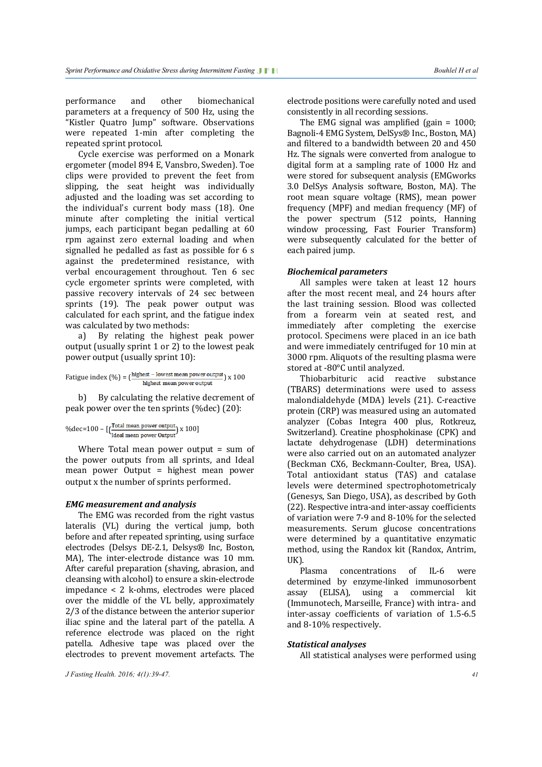performance and other biomechanical parameters at a frequency of 500 Hz, using the "Kistler Quatro Jump" software. Observations were repeated 1-min after completing the repeated sprint protocol.

Cycle exercise was performed on a Monark ergometer (model 894 E, Vansbro, Sweden). Toe clips were provided to prevent the feet from slipping, the seat height was individually adjusted and the loading was set according to the individual's current body mass (18). One minute after completing the initial vertical jumps, each participant began pedalling at 60 rpm against zero external loading and when signalled he pedalled as fast as possible for 6 s against the predetermined resistance, with verbal encouragement throughout. Ten 6 sec cycle ergometer sprints were completed, with passive recovery intervals of 24 sec between sprints (19). The peak power output was calculated for each sprint, and the fatigue index was calculated by two methods:

a) By relating the highest peak power output (usually sprint 1 or 2) to the lowest peak power output (usually sprint 10):

$$\text{Fatigue index (\%)} = \left(\frac{\text{highest} - \text{lowest mean power output}}{\text{highest mean power output}}\right) \times 100$$

b) By calculating the relative decrement of peak power over the ten sprints (%dec) (20):

$$\%\text{dec} = 100 - \left[\left(\frac{\text{Total mean power output}}{\text{Ideal mean power Output}}\right) \times 100\right]$$

Where Total mean power output = sum of the power outputs from all sprints, and Ideal mean power Output = highest mean power output x the number of sprints performed.

### *EMG measurement and analysis*

The EMG was recorded from the right vastus lateralis (VL) during the vertical jump, both before and after repeated sprinting, using surface electrodes (Delsys DE-2.1, Delsys® Inc, Boston, MA), The inter-electrode distance was 10 mm. After careful preparation (shaving, abrasion, and cleansing with alcohol) to ensure a skin-electrode impedance < 2 k-ohms, electrodes were placed over the middle of the VL belly, approximately 2/3 of the distance between the anterior superior iliac spine and the lateral part of the patella. A reference electrode was placed on the right patella. Adhesive tape was placed over the electrodes to prevent movement artefacts. The electrode positions were carefully noted and used consistently in all recording sessions.

The EMG signal was amplified (gain = 1000; Bagnoli-4 EMG System, DelSys® Inc., Boston, MA) and filtered to a bandwidth between 20 and 450 Hz. The signals were converted from analogue to digital form at a sampling rate of 1000 Hz and were stored for subsequent analysis (EMGworks 3.0 DelSys Analysis software, Boston, MA). The root mean square voltage (RMS), mean power frequency (MPF) and median frequency (MF) of the power spectrum (512 points, Hanning window processing, Fast Fourier Transform) were subsequently calculated for the better of each paired jump.

### *Biochemical parameters*

All samples were taken at least 12 hours after the most recent meal, and 24 hours after the last training session. Blood was collected from a forearm vein at seated rest, and immediately after completing the exercise protocol. Specimens were placed in an ice bath and were immediately centrifuged for 10 min at 3000 rpm. Aliquots of the resulting plasma were stored at -80°C until analyzed.

Thiobarbituric acid reactive substance (TBARS) determinations were used to assess malondialdehyde (MDA) levels (21). C-reactive protein (CRP) was measured using an automated analyzer (Cobas Integra 400 plus, Rotkreuz, Switzerland). Creatine phosphokinase (CPK) and lactate dehydrogenase (LDH) determinations were also carried out on an automated analyzer (Beckman CX6, Beckmann-Coulter, Brea, USA). Total antioxidant status (TAS) and catalase levels were determined spectrophotometricaly (Genesys, San Diego, USA), as described by Goth (22). Respective intra-and inter-assay coefficients of variation were 7-9 and 8-10% for the selected measurements. Serum glucose concentrations were determined by a quantitative enzymatic method, using the Randox kit (Randox, Antrim, UK).

Plasma concentrations of IL-6 were determined by enzyme-linked immunosorbent assay (ELISA), using a commercial kit (Immunotech, Marseille, France) with intra- and inter-assay coefficients of variation of 1.5-6.5 and 8-10% respectively.

### *Statistical analyses*

All statistical analyses were performed using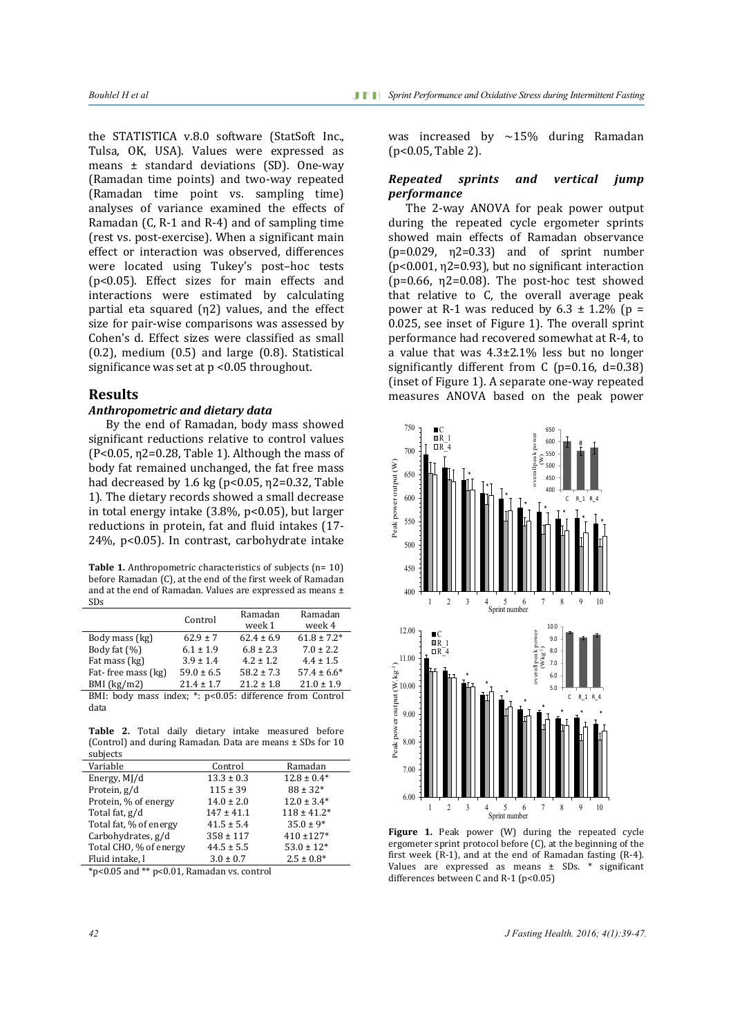the STATISTICA v.8.0 software (StatSoft Inc., Tulsa, OK, USA). Values were expressed as means ± standard deviations (SD). One-way (Ramadan time points) and two-way repeated (Ramadan time point vs. sampling time) analyses of variance examined the effects of Ramadan (C, R-1 and R-4) and of sampling time (rest vs. post-exercise). When a significant main effect or interaction was observed, differences were located using Tukey's post–hoc tests ($p<0.05$). Effect sizes for main effects and interactions were estimated by calculating partial eta squared ($\eta^2$) values, and the effect size for pair-wise comparisons was assessed by Cohen's d. Effect sizes were classified as small (0.2), medium (0.5) and large (0.8). Statistical significance was set at $p <0.05$ throughout.

## Results

### *Anthropometric and dietary data*

By the end of Ramadan, body mass showed significant reductions relative to control values ($P<0.05$, $\eta^2=0.28$, Table 1). Although the mass of body fat remained unchanged, the fat free mass had decreased by 1.6 kg ($p<0.05$, $\eta^2=0.32$, Table 1). The dietary records showed a small decrease in total energy intake (3.8%, $p<0.05$), but larger reductions in protein, fat and fluid intakes (17-24%, $p<0.05$). In contrast, carbohydrate intake was increased by ~15% during Ramadan ($p<0.05$, Table 2).

**Table 1.** Anthropometric characteristics of subjects (n= 10) before Ramadan (C), at the end of the first week of Ramadan and at the end of Ramadan. Values are expressed as means ± SDs

| | Control | Ramadan week 1 | Ramadan week 4 |
|---|---|---|---|
| Body mass (kg) | 62.9 ± 7 | 62.4 ± 6.9 | 61.8 ± 7.2* |
| Body fat (%) | 6.1 ± 1.9 | 6.8 ± 2.3 | 7.0 ± 2.2 |
| Fat mass (kg) | 3.9 ± 1.4 | 4.2 ± 1.2 | 4.4 ± 1.5 |
| Fat- free mass (kg) | 59.0 ± 6.5 | 58.2 ± 7.3 | 57.4 ± 6.6* |
| BMI (kg/m2) | 21.4 ± 1.7 | 21.2 ± 1.8 | 21.0 ± 1.9 |

BMI: body mass index; *: p<0.05: difference from Control data

**Table 2.** Total daily dietary intake measured before (Control) and during Ramadan. Data are means ± SDs for 10 subjects

| Variable | Control | Ramadan |
|---|---|---|
| Energy, MJ/d | 13.3 ± 0.3 | 12.8 ± 0.4* |
| Protein, g/d | 115 ± 39 | 88 ± 32* |
| Protein, % of energy | 14.0 ± 2.0 | 12.0 ± 3.4* |
| Total fat, g/d | 147 ± 41.1 | 118 ± 41.2* |
| Total fat, % of energy | 41.5 ± 5.4 | 35.0 ± 9* |
| Carbohydrates, g/d | 358 ± 117 | 410 ±127* |
| Total CHO, % of energy | 44.5 ± 5.5 | 53.0 ± 12* |
| Fluid intake, l | 3.0 ± 0.7 | 2.5 ± 0.8* |

*p<0.05 and ** p<0.01, Ramadan vs. control

### *Repeated sprints and vertical jump performance*

The 2-way ANOVA for peak power output during the repeated cycle ergometer sprints showed main effects of Ramadan observance ($p=0.029$, $\eta^2=0.33$) and of sprint number ($p<0.001$, $\eta^2=0.93$), but no significant interaction ($p=0.66$, $\eta^2=0.08$). The post-hoc test showed that relative to C, the overall average peak power at R-1 was reduced by 6.3 ± 1.2% ($p = 0.025$, see inset of Figure 1). The overall sprint performance had recovered somewhat at R-4, to a value that was 4.3±2.1% less but no longer significantly different from C ($p=0.16$, $d=0.38$) (inset of Figure 1). A separate one-way repeated measures ANOVA based on the peak power

**Figure 1.** Peak power (W) during the repeated cycle ergometer sprint protocol before (C), at the beginning of the first week (R-1), and at the end of Ramadan fasting (R-4). Values are expressed as means ± SDs. * significant differences between C and R-1 (p<0.05)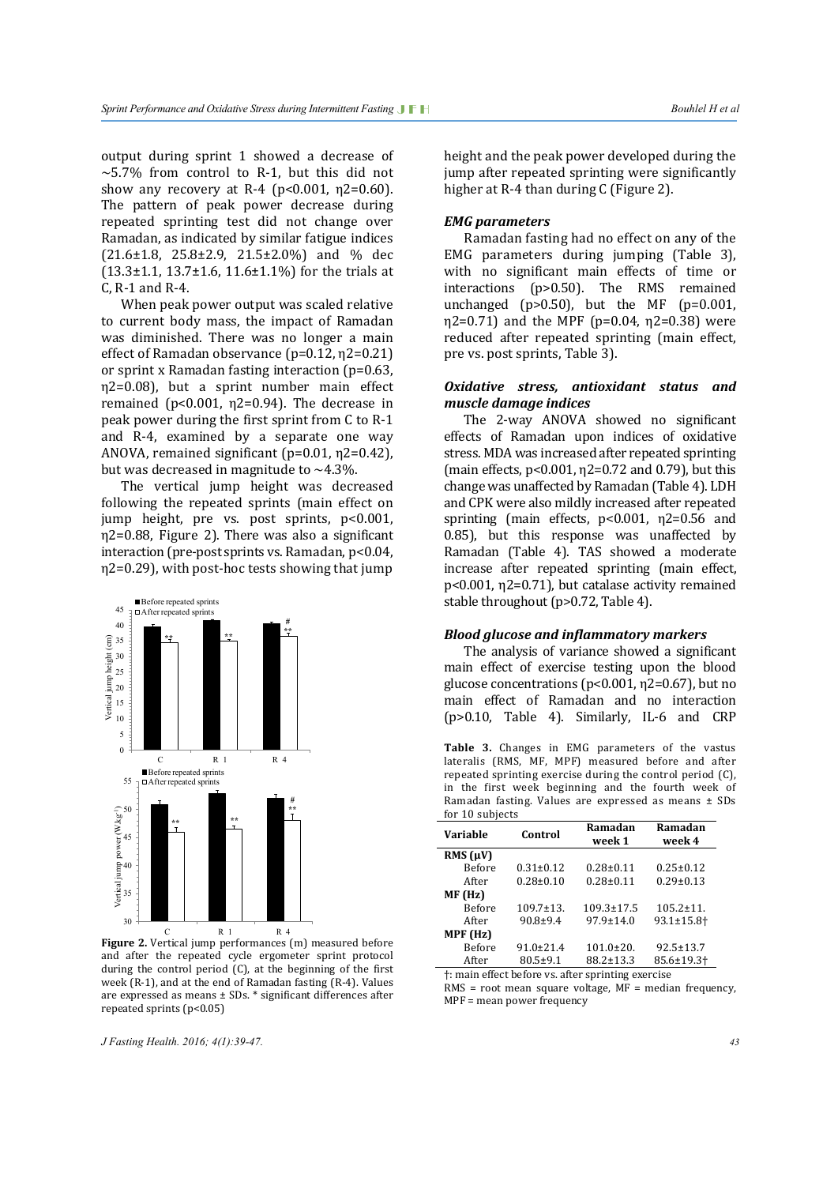output during sprint 1 showed a decrease of ~5.7% from control to R-1, but this did not show any recovery at R-4 ($p<0.001$, $\eta2=0.60$). The pattern of peak power decrease during repeated sprinting test did not change over Ramadan, as indicated by similar fatigue indices (21.6±1.8, 25.8±2.9, 21.5±2.0%) and % dec (13.3±1.1, 13.7±1.6, 11.6±1.1%) for the trials at C, R-1 and R-4.

When peak power output was scaled relative to current body mass, the impact of Ramadan was diminished. There was no longer a main effect of Ramadan observance ($p=0.12$, $\eta2=0.21$) or sprint x Ramadan fasting interaction ($p=0.63$, $\eta2=0.08$), but a sprint number main effect remained ($p<0.001$, $\eta2=0.94$). The decrease in peak power during the first sprint from C to R-1 and R-4, examined by a separate one way ANOVA, remained significant ($p=0.01$, $\eta2=0.42$), but was decreased in magnitude to ~4.3%.

The vertical jump height was decreased following the repeated sprints (main effect on jump height, pre vs. post sprints, $p<0.001$, $\eta2=0.88$, Figure 2). There was also a significant interaction (pre-post sprints vs. Ramadan, $p<0.04$, $\eta2=0.29$), with post-hoc tests showing that jump height and the peak power developed during the jump after repeated sprinting were significantly higher at R-4 than during C (Figure 2).

**Figure 2.** Vertical jump performances (m) measured before and after the repeated cycle ergometer sprint protocol during the control period (C), at the beginning of the first week (R-1), and at the end of Ramadan fasting (R-4). Values are expressed as means ± SDs. * significant differences after repeated sprints ($p<0.05$)

### *EMG parameters*

Ramadan fasting had no effect on any of the EMG parameters during jumping (Table 3), with no significant main effects of time or interactions ($p>0.50$). The RMS remained unchanged ($p>0.50$), but the MF ($p=0.001$, $\eta2=0.71$) and the MPF ($p=0.04$, $\eta2=0.38$) were reduced after repeated sprinting (main effect, pre vs. post sprints, Table 3).

### *Oxidative stress, antioxidant status and muscle damage indices*

The 2-way ANOVA showed no significant effects of Ramadan upon indices of oxidative stress. MDA was increased after repeated sprinting (main effects, $p<0.001$, $\eta2=0.72$ and 0.79), but this change was unaffected by Ramadan (Table 4). LDH and CPK were also mildly increased after repeated sprinting (main effects, $p<0.001$, $\eta2=0.56$ and 0.85), but this response was unaffected by Ramadan (Table 4). TAS showed a moderate increase after repeated sprinting (main effect, $p<0.001$, $\eta2=0.71$), but catalase activity remained stable throughout ($p>0.72$, Table 4).

### *Blood glucose and inflammatory markers*

The analysis of variance showed a significant main effect of exercise testing upon the blood glucose concentrations ($p<0.001$, $\eta2=0.67$), but no main effect of Ramadan and no interaction ($p>0.10$, Table 4). Similarly, IL-6 and CRP

**Table 3.** Changes in EMG parameters of the vastus lateralis (RMS, MF, MPF) measured before and after repeated sprinting exercise during the control period (C), in the first week beginning and the fourth week of Ramadan fasting. Values are expressed as means ± SDs for 10 subjects

| Variable | Control | Ramadan week 1 | Ramadan week 4 |
|---|---|---|---|
| **RMS (µV)** | | | |
| Before | 0.31±0.12 | 0.28±0.11 | 0.25±0.12 |
| After | 0.28±0.10 | 0.28±0.11 | 0.29±0.13 |
| **MF (Hz)** | | | |
| Before | 109.7±13. | 109.3±17.5 | 105.2±11. |
| After | 90.8±9.4 | 97.9±14.0 | 93.1±15.8† |
| **MPF (Hz)** | | | |
| Before | 91.0±21.4 | 101.0±20. | 92.5±13.7 |
| After | 80.5±9.1 | 88.2±13.3 | 85.6±19.3† |

†: main effect before vs. after sprinting exercise
RMS = root mean square voltage, MF = median frequency, MPF = mean power frequency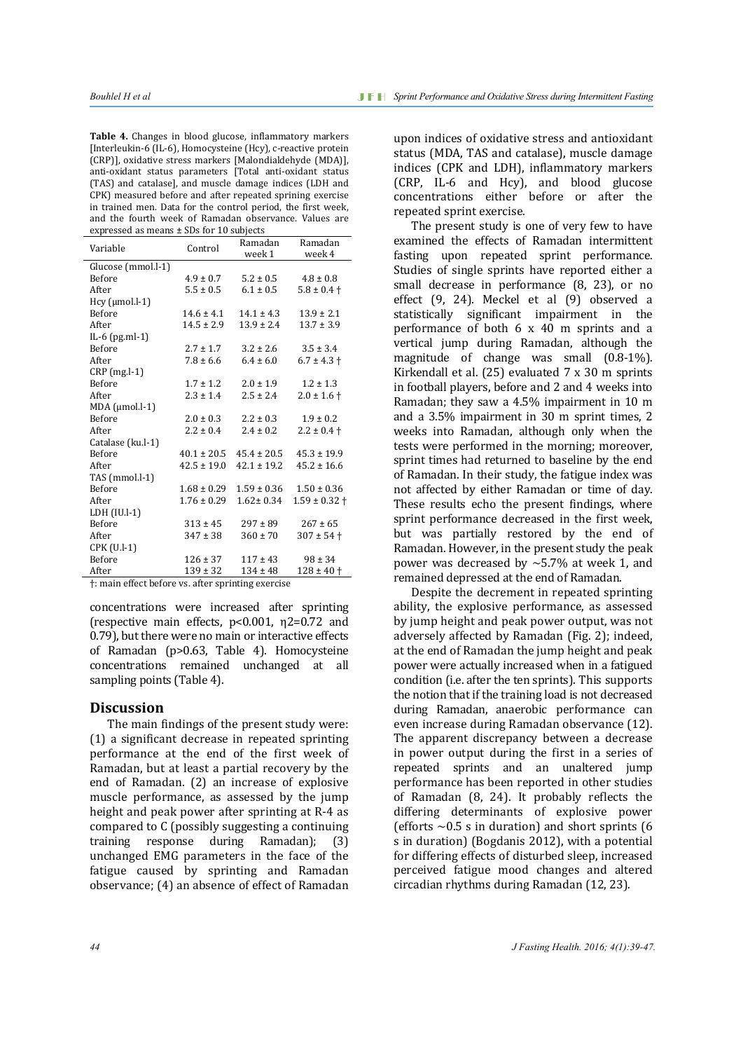**Table 4.** Changes in blood glucose, inflammatory markers [Interleukin-6 (IL-6), Homocysteine (Hcy), c-reactive protein (CRP)], oxidative stress markers [Malondialdehyde (MDA)], anti-oxidant status parameters [Total anti-oxidant status (TAS) and catalase], and muscle damage indices (LDH and CPK) measured before and after repeated sprining exercise in trained men. Data for the control period, the first week, and the fourth week of Ramadan observance. Values are expressed as means ± SDs for 10 subjects

| Variable | Control | Ramadan week 1 | Ramadan week 4 |
|---|---|---|---|
| Glucose (mmol.l-1) | | | |
| Before | 4.9 ± 0.7 | 5.2 ± 0.5 | 4.8 ± 0.8 |
| After | 5.5 ± 0.5 | 6.1 ± 0.5 | 5.8 ± 0.4 † |
| Hcy (μmol.l-1) | | | |
| Before | 14.6 ± 4.1 | 14.1 ± 4.3 | 13.9 ± 2.1 |
| After | 14.5 ± 2.9 | 13.9 ± 2.4 | 13.7 ± 3.9 |
| IL-6 (pg.ml-1) | | | |
| Before | 2.7 ± 1.7 | 3.2 ± 2.6 | 3.5 ± 3.4 |
| After | 7.8 ± 6.6 | 6.4 ± 6.0 | 6.7 ± 4.3 † |
| CRP (mg.l-1) | | | |
| Before | 1.7 ± 1.2 | 2.0 ± 1.9 | 1.2 ± 1.3 |
| After | 2.3 ± 1.4 | 2.5 ± 2.4 | 2.0 ± 1.6 † |
| MDA (μmol.l-1) | | | |
| Before | 2.0 ± 0.3 | 2.2 ± 0.3 | 1.9 ± 0.2 |
| After | 2.2 ± 0.4 | 2.4 ± 0.2 | 2.2 ± 0.4 † |
| Catalase (ku.l-1) | | | |
| Before | 40.1 ± 20.5 | 45.4 ± 20.5 | 45.3 ± 19.9 |
| After | 42.5 ± 19.0 | 42.1 ± 19.2 | 45.2 ± 16.6 |
| TAS (mmol.l-1) | | | |
| Before | 1.68 ± 0.29 | 1.59 ± 0.36 | 1.50 ± 0.36 |
| After | 1.76 ± 0.29 | 1.62± 0.34 | 1.59 ± 0.32 † |
| LDH (IU.l-1) | | | |
| Before | 313 ± 45 | 297 ± 89 | 267 ± 65 |
| After | 347 ± 38 | 360 ± 70 | 307 ± 54 † |
| CPK (U.l-1) | | | |
| Before | 126 ± 37 | 117 ± 43 | 98 ± 34 |
| After | 139 ± 32 | 134 ± 48 | 128 ± 40 † |

†: main effect before vs. after sprinting exercise

concentrations were increased after sprinting (respective main effects, $p<0.001$, $\eta^2=0.72$ and 0.79), but there were no main or interactive effects of Ramadan ($p>0.63$, Table 4). Homocysteine concentrations remained unchanged at all sampling points (Table 4).

## Discussion

The main findings of the present study were: (1) a significant decrease in repeated sprinting performance at the end of the first week of Ramadan, but at least a partial recovery by the end of Ramadan. (2) an increase of explosive muscle performance, as assessed by the jump height and peak power after sprinting at R-4 as compared to C (possibly suggesting a continuing training response during Ramadan); (3) unchanged EMG parameters in the face of the fatigue caused by sprinting and Ramadan observance; (4) an absence of effect of Ramadan upon indices of oxidative stress and antioxidant status (MDA, TAS and catalase), muscle damage indices (CPK and LDH), inflammatory markers (CRP, IL-6 and Hcy), and blood glucose concentrations either before or after the repeated sprint exercise.

The present study is one of very few to have examined the effects of Ramadan intermittent fasting upon repeated sprint performance. Studies of single sprints have reported either a small decrease in performance (8, 23), or no effect (9, 24). Meckel et al (9) observed a statistically significant impairment in the performance of both 6 x 40 m sprints and a vertical jump during Ramadan, although the magnitude of change was small (0.8-1%). Kirkendall et al. (25) evaluated 7 x 30 m sprints in football players, before and 2 and 4 weeks into Ramadan; they saw a 4.5% impairment in 10 m and a 3.5% impairment in 30 m sprint times, 2 weeks into Ramadan, although only when the tests were performed in the morning; moreover, sprint times had returned to baseline by the end of Ramadan. In their study, the fatigue index was not affected by either Ramadan or time of day. These results echo the present findings, where sprint performance decreased in the first week, but was partially restored by the end of Ramadan. However, in the present study the peak power was decreased by ~5.7% at week 1, and remained depressed at the end of Ramadan.

Despite the decrement in repeated sprinting ability, the explosive performance, as assessed by jump height and peak power output, was not adversely affected by Ramadan (Fig. 2); indeed, at the end of Ramadan the jump height and peak power were actually increased when in a fatigued condition (i.e. after the ten sprints). This supports the notion that if the training load is not decreased during Ramadan, anaerobic performance can even increase during Ramadan observance (12). The apparent discrepancy between a decrease in power output during the first in a series of repeated sprints and an unaltered jump performance has been reported in other studies of Ramadan (8, 24). It probably reflects the differing determinants of explosive power (efforts ~0.5 s in duration) and short sprints (6 s in duration) (Bogdanis 2012), with a potential for differing effects of disturbed sleep, increased perceived fatigue mood changes and altered circadian rhythms during Ramadan (12, 23).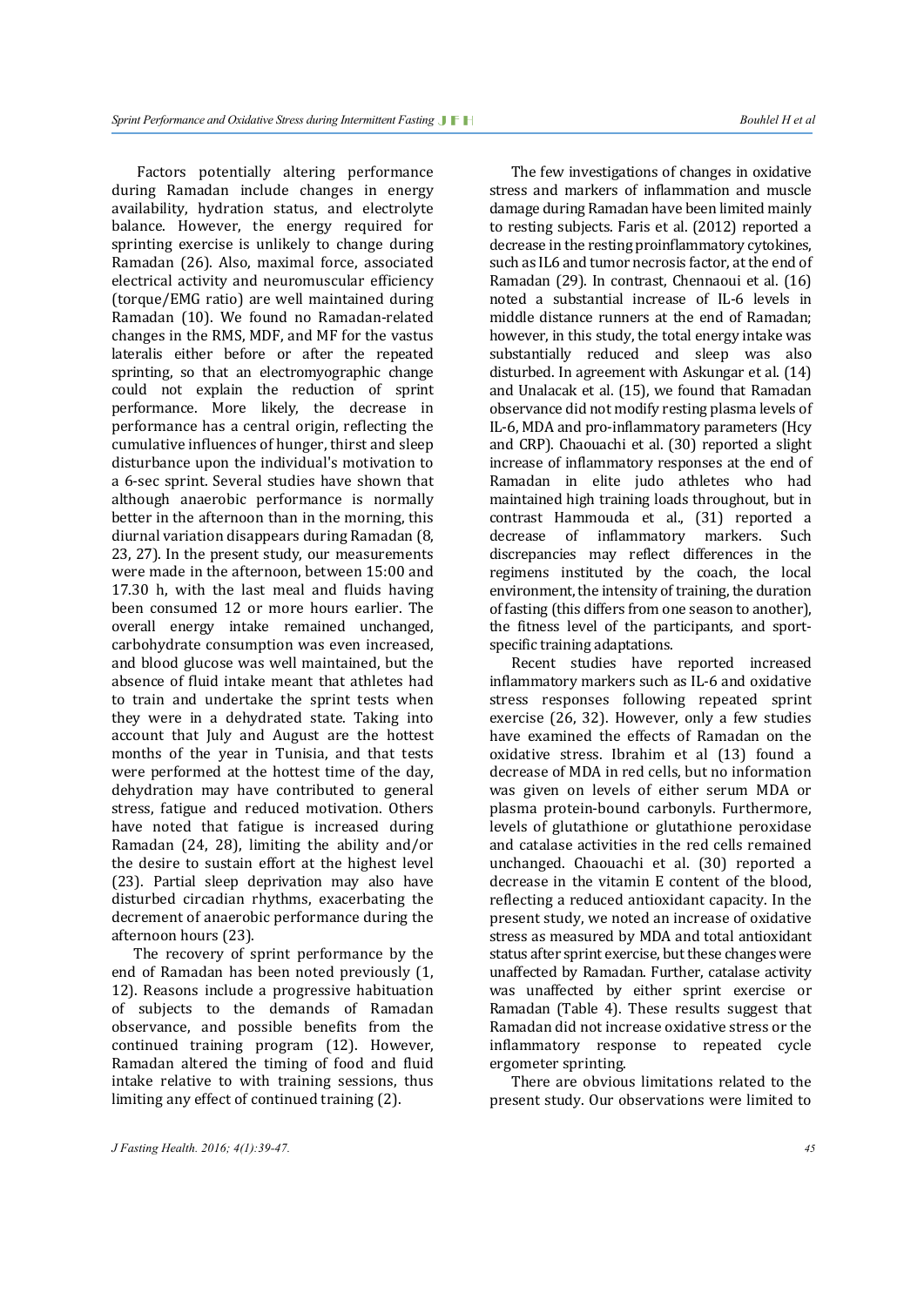Factors potentially altering performance during Ramadan include changes in energy availability, hydration status, and electrolyte balance. However, the energy required for sprinting exercise is unlikely to change during Ramadan (26). Also, maximal force, associated electrical activity and neuromuscular efficiency (torque/EMG ratio) are well maintained during Ramadan (10). We found no Ramadan-related changes in the RMS, MDF, and MF for the vastus lateralis either before or after the repeated sprinting, so that an electromyographic change could not explain the reduction of sprint performance. More likely, the decrease in performance has a central origin, reflecting the cumulative influences of hunger, thirst and sleep disturbance upon the individual's motivation to a 6-sec sprint. Several studies have shown that although anaerobic performance is normally better in the afternoon than in the morning, this diurnal variation disappears during Ramadan (8, 23, 27). In the present study, our measurements were made in the afternoon, between 15:00 and 17.30 h, with the last meal and fluids having been consumed 12 or more hours earlier. The overall energy intake remained unchanged, carbohydrate consumption was even increased, and blood glucose was well maintained, but the absence of fluid intake meant that athletes had to train and undertake the sprint tests when they were in a dehydrated state. Taking into account that July and August are the hottest months of the year in Tunisia, and that tests were performed at the hottest time of the day, dehydration may have contributed to general stress, fatigue and reduced motivation. Others have noted that fatigue is increased during Ramadan (24, 28), limiting the ability and/or the desire to sustain effort at the highest level (23). Partial sleep deprivation may also have disturbed circadian rhythms, exacerbating the decrement of anaerobic performance during the afternoon hours (23).

The recovery of sprint performance by the end of Ramadan has been noted previously (1, 12). Reasons include a progressive habituation of subjects to the demands of Ramadan observance, and possible benefits from the continued training program (12). However, Ramadan altered the timing of food and fluid intake relative to with training sessions, thus limiting any effect of continued training (2).

The few investigations of changes in oxidative stress and markers of inflammation and muscle damage during Ramadan have been limited mainly to resting subjects. Faris et al. (2012) reported a decrease in the resting proinflammatory cytokines, such as IL6 and tumor necrosis factor, at the end of Ramadan (29). In contrast, Chennaoui et al. (16) noted a substantial increase of IL-6 levels in middle distance runners at the end of Ramadan; however, in this study, the total energy intake was substantially reduced and sleep was also disturbed. In agreement with Askungar et al. (14) and Unalacak et al. (15), we found that Ramadan observance did not modify resting plasma levels of IL-6, MDA and pro-inflammatory parameters (Hcy and CRP). Chaouachi et al. (30) reported a slight increase of inflammatory responses at the end of Ramadan in elite judo athletes who had maintained high training loads throughout, but in contrast Hammouda et al., (31) reported a decrease of inflammatory markers. Such discrepancies may reflect differences in the regimens instituted by the coach, the local environment, the intensity of training, the duration of fasting (this differs from one season to another), the fitness level of the participants, and sport-specific training adaptations.

Recent studies have reported increased inflammatory markers such as IL-6 and oxidative stress responses following repeated sprint exercise (26, 32). However, only a few studies have examined the effects of Ramadan on the oxidative stress. Ibrahim et al (13) found a decrease of MDA in red cells, but no information was given on levels of either serum MDA or plasma protein-bound carbonyls. Furthermore, levels of glutathione or glutathione peroxidase and catalase activities in the red cells remained unchanged. Chaouachi et al. (30) reported a decrease in the vitamin E content of the blood, reflecting a reduced antioxidant capacity. In the present study, we noted an increase of oxidative stress as measured by MDA and total antioxidant status after sprint exercise, but these changes were unaffected by Ramadan. Further, catalase activity was unaffected by either sprint exercise or Ramadan (Table 4). These results suggest that Ramadan did not increase oxidative stress or the inflammatory response to repeated cycle ergometer sprinting.

There are obvious limitations related to the present study. Our observations were limited to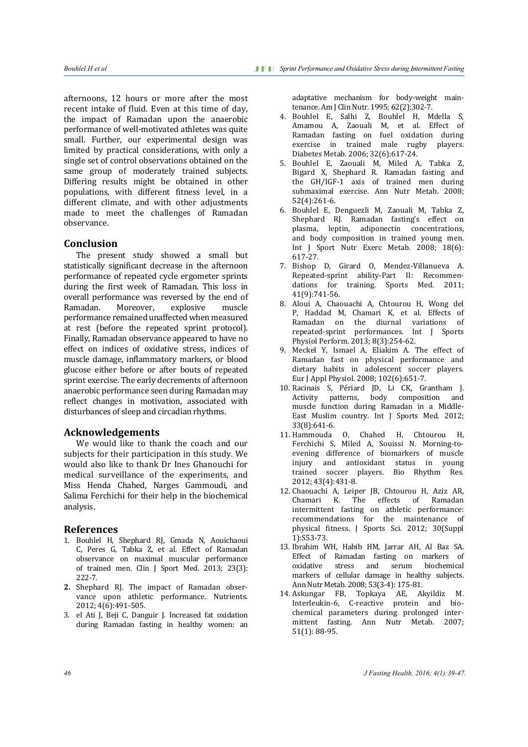afternoons, 12 hours or more after the most recent intake of fluid. Even at this time of day, the impact of Ramadan upon the anaerobic performance of well-motivated athletes was quite small. Further, our experimental design was limited by practical considerations, with only a single set of control observations obtained on the same group of moderately trained subjects. Differing results might be obtained in other populations, with different fitness level, in a different climate, and with other adjustments made to meet the challenges of Ramadan observance.

## Conclusion

The present study showed a small but statistically significant decrease in the afternoon performance of repeated cycle ergometer sprints during the first week of Ramadan. This loss in overall performance was reversed by the end of Ramadan. Moreover, explosive muscle performance remained unaffected when measured at rest (before the repeated sprint protocol). Finally, Ramadan observance appeared to have no effect on indices of oxidative stress, indices of muscle damage, inflammatory markers, or blood glucose either before or after bouts of repeated sprint exercise. The early decrements of afternoon anaerobic performance seen during Ramadan may reflect changes in motivation, associated with disturbances of sleep and circadian rhythms.

## Acknowledgements

We would like to thank the coach and our subjects for their participation in this study. We would also like to thank Dr Ines Ghanouchi for medical surveillance of the experiments, and Miss Henda Chahed, Narges Gammoudi, and Salima Ferchichi for their help in the biochemical analysis.

## References

1. Bouhlel H, Shephard RJ, Gmada N, Aouichaoui C, Peres G, Tabka Z, et al. Effect of Ramadan observance on maximal muscular performance of trained men. Clin J Sport Med. 2013; 23(3): 222-7.
2. Shephard RJ. The impact of Ramadan observance upon athletic performance. Nutrients. 2012; 4(6):491-505.
3. el Ati J, Beji C, Danguir J. Increased fat oxidation during Ramadan fasting in healthy women: an adaptative mechanism for body-weight maintenance. Am J Clin Nutr. 1995; 62(2):302-7.
4. Bouhlel E, Salhi Z, Bouhlel H, Mdella S, Amamou A, Zaouali M, et al. Effect of Ramadan fasting on fuel oxidation during exercise in trained male rugby players. Diabetes Metab. 2006; 32(6):617-24.
5. Bouhlel E, Zaouali M, Miled A, Tabka Z, Bigard X, Shephard R. Ramadan fasting and the GH/IGF-1 axis of trained men during submaximal exercise. Ann Nutr Metab. 2008; 52(4):261-6.
6. Bouhlel E, Denguezli M, Zaouali M, Tabka Z, Shephard RJ. Ramadan fasting's effect on plasma, leptin, adiponectin concentrations, and body composition in trained young men. Int J Sport Nutr Exerc Metab. 2008; 18(6): 617-27.
7. Bishop D, Girard O, Mendez-Villanueva A. Repeated-sprint ability-Part II: Recommendations for training. Sports Med. 2011; 41(9):741-56.
8. Aloui A, Chaouachi A, Chtourou H, Wong del P, Haddad M, Chamari K, et al. Effects of Ramadan on the diurnal variations of repeated-sprint performances. Int J Sports Physiol Perform. 2013; 8(3):254-62.
9. Meckel Y, Ismael A, Eliakim A. The effect of Ramadan fast on physical performance and dietary habits in adolescent soccer players. Eur J Appl Physiol. 2008; 102(6):651-7.
10. Racinais S, Périard JD, Li CK, Grantham J. Activity patterns, body composition and muscle function during Ramadan in a Middle-East Muslim country. Int J Sports Med. 2012; 33(8):641-6.
11. Hammouda O, Chahed H, Chtourou H, Ferchichi S, Miled A, Souissi N. Morning-to-evening difference of biomarkers of muscle injury and antioxidant status in young trained soccer players. Bio Rhythm Res. 2012; 43(4):431-8.
12. Chaouachi A, Leiper JB, Chtourou H, Aziz AR, Chamari K. The effects of Ramadan intermittent fasting on athletic performance: recommendations for the maintenance of physical fitness. J Sports Sci. 2012; 30(Suppl 1):S53-73.
13. Ibrahim WH, Habib HM, Jarrar AH, Al Baz SA. Effect of Ramadan fasting on markers of oxidative stress and serum biochemical markers of cellular damage in healthy subjects. Ann Nutr Metab. 2008; 53(3-4): 175-81.
14. Askungar FB, Topkaya AE, Akyildiz M. Interleukin-6, C-reactive protein and biochemical parameters during prolonged intermittent fasting. Ann Nutr Metab. 2007; 51(1): 88-95.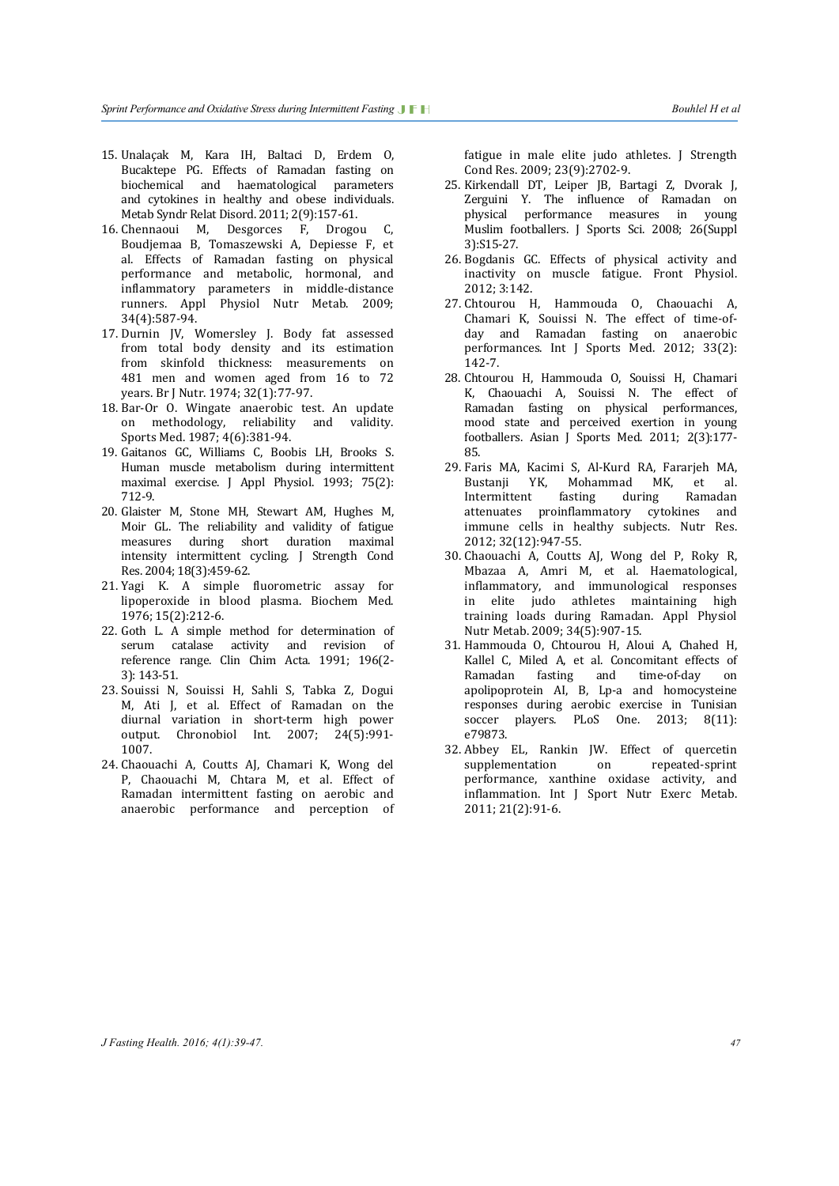15. Unalaçak M, Kara IH, Baltaci D, Erdem O, Bucaktepe PG. Effects of Ramadan fasting on biochemical and haematological parameters and cytokines in healthy and obese individuals. Metab Syndr Relat Disord. 2011; 2(9):157-61.
16. Chennaoui M, Desgorces F, Drogou C, Boudjemaa B, Tomaszewski A, Depiesse F, et al. Effects of Ramadan fasting on physical performance and metabolic, hormonal, and inflammatory parameters in middle-distance runners. Appl Physiol Nutr Metab. 2009; 34(4):587-94.
17. Durnin JV, Womersley J. Body fat assessed from total body density and its estimation from skinfold thickness: measurements on 481 men and women aged from 16 to 72 years. Br J Nutr. 1974; 32(1):77-97.
18. Bar-Or O. Wingate anaerobic test. An update on methodology, reliability and validity. Sports Med. 1987; 4(6):381-94.
19. Gaitanos GC, Williams C, Boobis LH, Brooks S. Human muscle metabolism during intermittent maximal exercise. J Appl Physiol. 1993; 75(2): 712-9.
20. Glaister M, Stone MH, Stewart AM, Hughes M, Moir GL. The reliability and validity of fatigue measures during short duration maximal intensity intermittent cycling. J Strength Cond Res. 2004; 18(3):459-62.
21. Yagi K. A simple fluorometric assay for lipoperoxide in blood plasma. Biochem Med. 1976; 15(2):212-6.
22. Goth L. A simple method for determination of serum catalase activity and revision of reference range. Clin Chim Acta. 1991; 196(2-3): 143-51.
23. Souissi N, Souissi H, Sahli S, Tabka Z, Dogui M, Ati J, et al. Effect of Ramadan on the diurnal variation in short-term high power output. Chronobiol Int. 2007; 24(5):991-1007.
24. Chaouachi A, Coutts AJ, Chamari K, Wong del P, Chaouachi M, Chtara M, et al. Effect of Ramadan intermittent fasting on aerobic and anaerobic performance and perception of fatigue in male elite judo athletes. J Strength Cond Res. 2009; 23(9):2702-9.
25. Kirkendall DT, Leiper JB, Bartagi Z, Dvorak J, Zerguini Y. The influence of Ramadan on physical performance measures in young Muslim footballers. J Sports Sci. 2008; 26(Suppl 3):S15-27.
26. Bogdanis GC. Effects of physical activity and inactivity on muscle fatigue. Front Physiol. 2012; 3:142.
27. Chtourou H, Hammouda O, Chaouachi A, Chamari K, Souissi N. The effect of time-of-day and Ramadan fasting on anaerobic performances. Int J Sports Med. 2012; 33(2): 142-7.
28. Chtourou H, Hammouda O, Souissi H, Chamari K, Chaouachi A, Souissi N. The effect of Ramadan fasting on physical performances, mood state and perceived exertion in young footballers. Asian J Sports Med. 2011; 2(3):177-85.
29. Faris MA, Kacimi S, Al-Kurd RA, Fararjeh MA, Bustanji YK, Mohammad MK, et al. Intermittent fasting during Ramadan attenuates proinflammatory cytokines and immune cells in healthy subjects. Nutr Res. 2012; 32(12):947-55.
30. Chaouachi A, Coutts AJ, Wong del P, Roky R, Mbazaa A, Amri M, et al. Haematological, inflammatory, and immunological responses in elite judo athletes maintaining high training loads during Ramadan. Appl Physiol Nutr Metab. 2009; 34(5):907-15.
31. Hammouda O, Chtourou H, Aloui A, Chahed H, Kallel C, Miled A, et al. Concomitant effects of Ramadan fasting and time-of-day on apolipoprotein AI, B, Lp-a and homocysteine responses during aerobic exercise in Tunisian soccer players. PLoS One. 2013; 8(11): e79873.
32. Abbey EL, Rankin JW. Effect of quercetin supplementation on repeated-sprint performance, xanthine oxidase activity, and inflammation. Int J Sport Nutr Exerc Metab. 2011; 21(2):91-6.